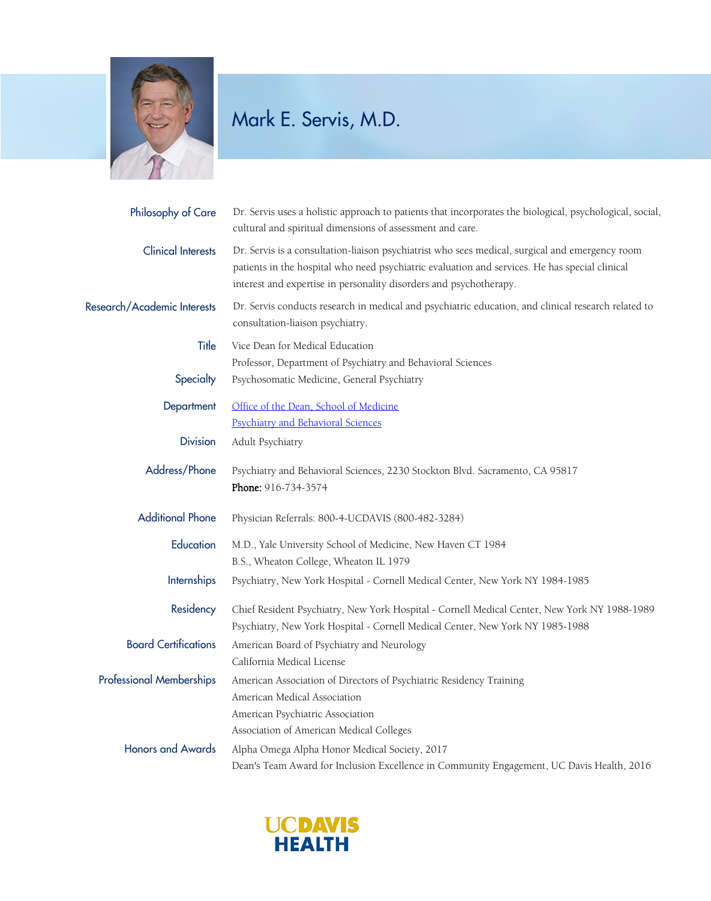# Mark E. Servis, M.D.

**Philosophy of Care**
Dr. Servis uses a holistic approach to patients that incorporates the biological, psychological, social, cultural and spiritual dimensions of assessment and care.

**Clinical Interests**
Dr. Servis is a consultation-liaison psychiatrist who sees medical, surgical and emergency room patients in the hospital who need psychiatric evaluation and services. He has special clinical interest and expertise in personality disorders and psychotherapy.

**Research/Academic Interests**
Dr. Servis conducts research in medical and psychiatric education, and clinical research related to consultation-liaison psychiatry.

**Title**
Vice Dean for Medical Education
Professor, Department of Psychiatry and Behavioral Sciences

**Specialty**
Psychosomatic Medicine, General Psychiatry

**Department**
Office of the Dean, School of Medicine
Psychiatry and Behavioral Sciences

**Division**
Adult Psychiatry

**Address/Phone**
Psychiatry and Behavioral Sciences, 2230 Stockton Blvd. Sacramento, CA 95817
**Phone:** 916-734-3574

**Additional Phone**
Physician Referrals: 800-4-UCDAVIS (800-482-3284)

**Education**
M.D., Yale University School of Medicine, New Haven CT 1984
B.S., Wheaton College, Wheaton IL 1979

**Internships**
Psychiatry, New York Hospital - Cornell Medical Center, New York NY 1984-1985

**Residency**
Chief Resident Psychiatry, New York Hospital - Cornell Medical Center, New York NY 1988-1989
Psychiatry, New York Hospital - Cornell Medical Center, New York NY 1985-1988

**Board Certifications**
American Board of Psychiatry and Neurology
California Medical License

**Professional Memberships**
American Association of Directors of Psychiatric Residency Training
American Medical Association
American Psychiatric Association
Association of American Medical Colleges

**Honors and Awards**
Alpha Omega Alpha Honor Medical Society, 2017
Dean's Team Award for Inclusion Excellence in Community Engagement, UC Davis Health, 2016

UCDAVIS HEALTH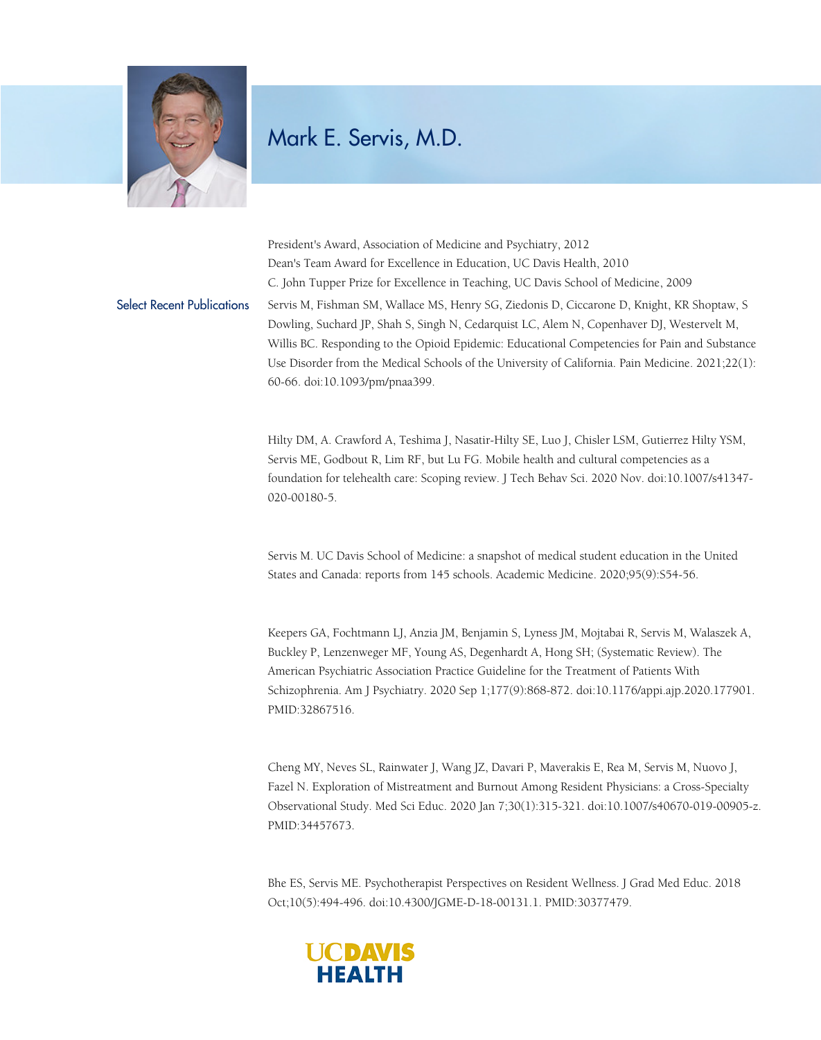# Mark E. Servis, M.D.

President's Award, Association of Medicine and Psychiatry, 2012
Dean's Team Award for Excellence in Education, UC Davis Health, 2010
C. John Tupper Prize for Excellence in Teaching, UC Davis School of Medicine, 2009

## Select Recent Publications

Servis M, Fishman SM, Wallace MS, Henry SG, Ziedonis D, Ciccarone D, Knight, KR Shoptaw, S Dowling, Suchard JP, Shah S, Singh N, Cedarquist LC, Alem N, Copenhaver DJ, Westervelt M, Willis BC. Responding to the Opioid Epidemic: Educational Competencies for Pain and Substance Use Disorder from the Medical Schools of the University of California. Pain Medicine. 2021;22(1): 60-66. doi:10.1093/pm/pnaa399.

Hilty DM, A. Crawford A, Teshima J, Nasatir-Hilty SE, Luo J, Chisler LSM, Gutierrez Hilty YSM, Servis ME, Godbout R, Lim RF, but Lu FG. Mobile health and cultural competencies as a foundation for telehealth care: Scoping review. J Tech Behav Sci. 2020 Nov. doi:10.1007/s41347-020-00180-5.

Servis M. UC Davis School of Medicine: a snapshot of medical student education in the United States and Canada: reports from 145 schools. Academic Medicine. 2020;95(9):S54-56.

Keepers GA, Fochtmann LJ, Anzia JM, Benjamin S, Lyness JM, Mojtabai R, Servis M, Walaszek A, Buckley P, Lenzenweger MF, Young AS, Degenhardt A, Hong SH; (Systematic Review). The American Psychiatric Association Practice Guideline for the Treatment of Patients With Schizophrenia. Am J Psychiatry. 2020 Sep 1;177(9):868-872. doi:10.1176/appi.ajp.2020.177901. PMID:32867516.

Cheng MY, Neves SL, Rainwater J, Wang JZ, Davari P, Maverakis E, Rea M, Servis M, Nuovo J, Fazel N. Exploration of Mistreatment and Burnout Among Resident Physicians: a Cross-Specialty Observational Study. Med Sci Educ. 2020 Jan 7;30(1):315-321. doi:10.1007/s40670-019-00905-z. PMID:34457673.

Bhe ES, Servis ME. Psychotherapist Perspectives on Resident Wellness. J Grad Med Educ. 2018 Oct;10(5):494-496. doi:10.4300/JGME-D-18-00131.1. PMID:30377479.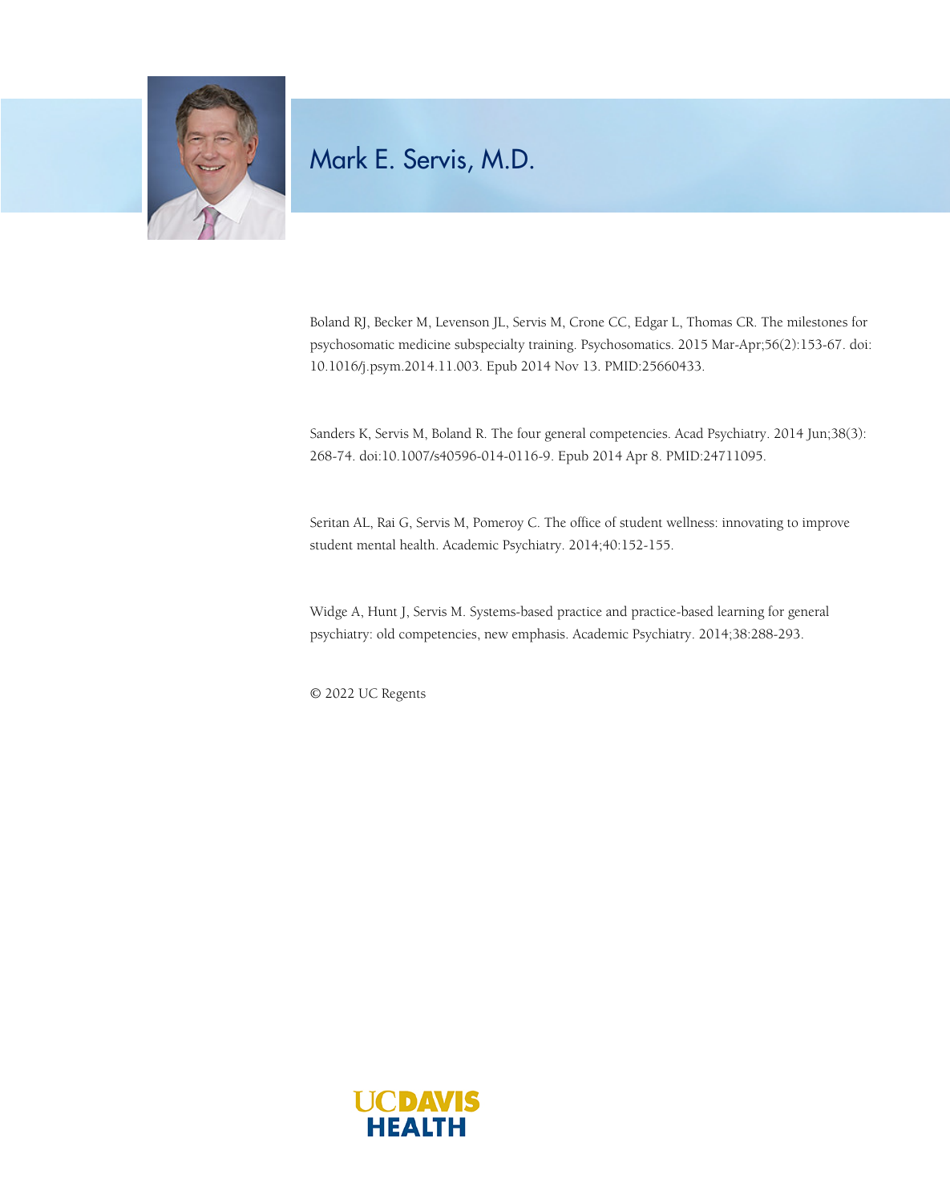# Mark E. Servis, M.D.

Boland RJ, Becker M, Levenson JL, Servis M, Crone CC, Edgar L, Thomas CR. The milestones for psychosomatic medicine subspecialty training. Psychosomatics. 2015 Mar-Apr;56(2):153-67. doi: 10.1016/j.psym.2014.11.003. Epub 2014 Nov 13. PMID:25660433.

Sanders K, Servis M, Boland R. The four general competencies. Acad Psychiatry. 2014 Jun;38(3): 268-74. doi:10.1007/s40596-014-0116-9. Epub 2014 Apr 8. PMID:24711095.

Seritan AL, Rai G, Servis M, Pomeroy C. The office of student wellness: innovating to improve student mental health. Academic Psychiatry. 2014;40:152-155.

Widge A, Hunt J, Servis M. Systems-based practice and practice-based learning for general psychiatry: old competencies, new emphasis. Academic Psychiatry. 2014;38:288-293.

© 2022 UC Regents

UC DAVIS HEALTH